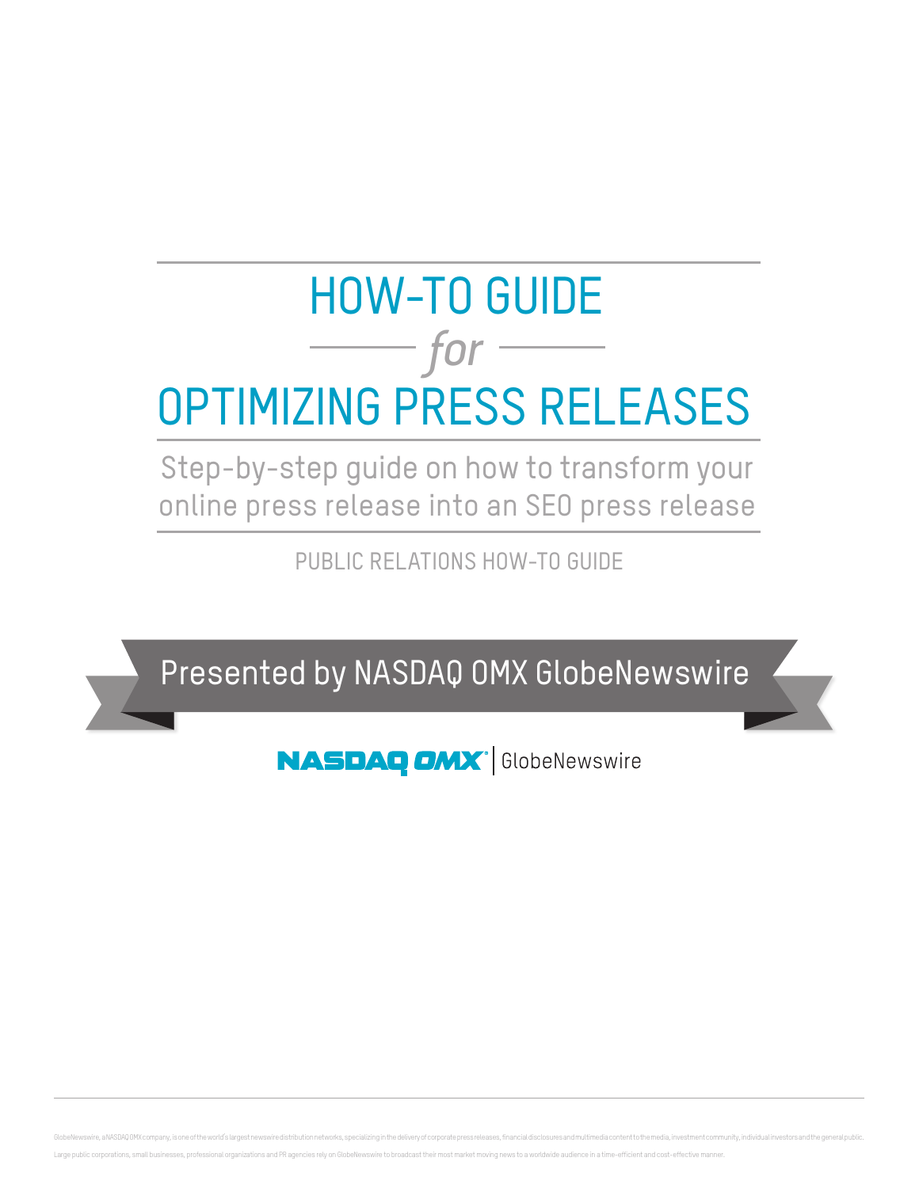# HOW-TO GUIDE *for* OPTIMIZING PRESS RELEASES

## Step-by-step guide on how to transform your online press release into an SEO press release

PUBLIC RELATIONS HOW-TO GUIDE

**Presented by NASDAQ OMX GlobeNewswire**

NASDAQ OMX | GlobeNewswire

GlobeNewswire, a NASDAQ OMX company, is one of the world's largest newswire distribution networks, specializing in the delivery of corporate press releases, financial disclosures and multimedia content to the media, investment community, individual investors and the general public. Large public corporations, small businesses, professional organizations and PR agencies rely on GlobeNewswire to broadcast their most market moving news to a worldwide audience in a time-efficient and cost-effective manner.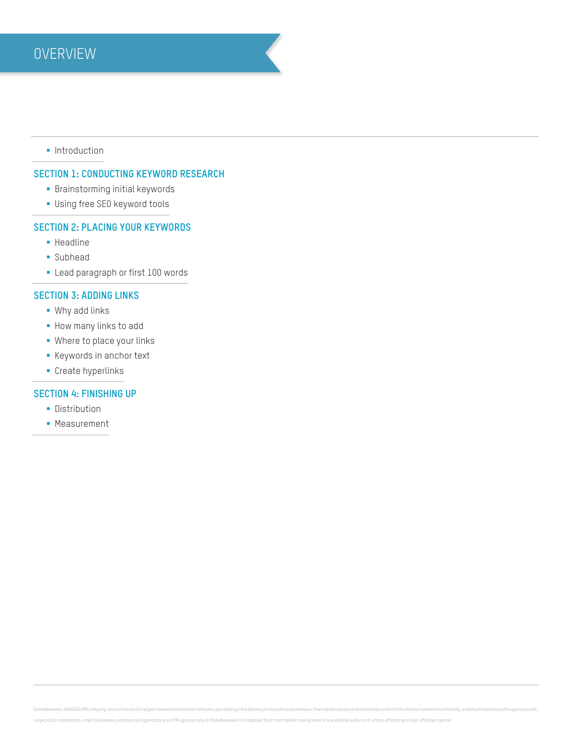# OVERVIEW

- Introduction

## SECTION 1: CONDUCTING KEYWORD RESEARCH

- Brainstorming initial keywords
- Using free SEO keyword tools

## SECTION 2: PLACING YOUR KEYWORDS

- Headline
- Subhead
- Lead paragraph or first 100 words

## SECTION 3: ADDING LINKS

- Why add links
- How many links to add
- Where to place your links
- Keywords in anchor text
- Create hyperlinks

## SECTION 4: FINISHING UP

- Distribution
- Measurement

GlobeNewswire, a NASDAQ OMX company, is one of the world's largest newswire distribution networks, specializing in the delivery of corporate press releases, financial disclosures and multimedia content to the media, investment community, individual investors and the general public. Large public corporations, small businesses, professional organizations and PR agencies rely on GlobeNewswire to broadcast their most market moving news to a worldwide audience in a time-efficient and cost-effective manner.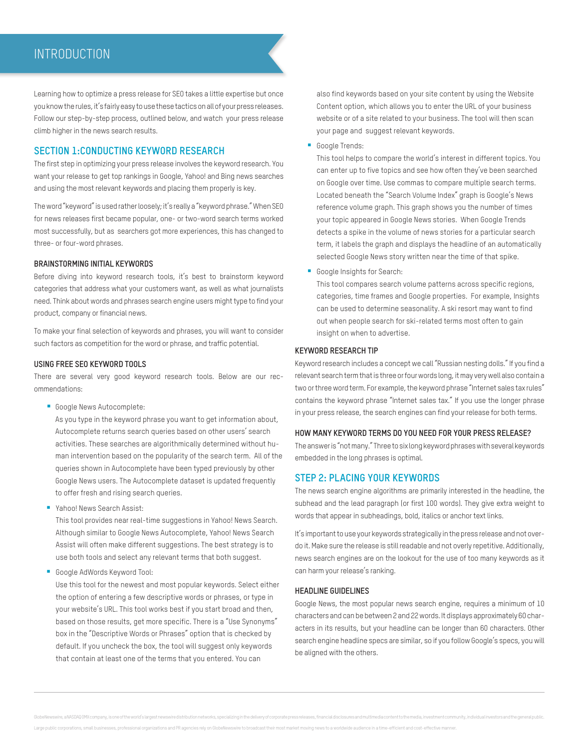# INTRODUCTION

Learning how to optimize a press release for SEO takes a little expertise but once you know the rules, it's fairly easy to use these tactics on all of your press releases. Follow our step-by-step process, outlined below, and watch your press release climb higher in the news search results.

## SECTION 1:CONDUCTING KEYWORD RESEARCH

The first step in optimizing your press release involves the keyword research. You want your release to get top rankings in Google, Yahoo! and Bing news searches and using the most relevant keywords and placing them properly is key.

The word "keyword" is used rather loosely; it's really a "keyword phrase." When SEO for news releases first became popular, one- or two-word search terms worked most successfully, but as searchers got more experiences, this has changed to three- or four-word phrases.

### BRAINSTORMING INITIAL KEYWORDS

Before diving into keyword research tools, it's best to brainstorm keyword categories that address what your customers want, as well as what journalists need. Think about words and phrases search engine users might type to find your product, company or financial news.

To make your final selection of keywords and phrases, you will want to consider such factors as competition for the word or phrase, and traffic potential.

### USING FREE SEO KEYWORD TOOLS

There are several very good keyword research tools. Below are our recommendations:

- Google News Autocomplete:
  As you type in the keyword phrase you want to get information about, Autocomplete returns search queries based on other users' search activities. These searches are algorithmically determined without human intervention based on the popularity of the search term. All of the queries shown in Autocomplete have been typed previously by other Google News users. The Autocomplete dataset is updated frequently to offer fresh and rising search queries.
- Yahoo! News Search Assist:
  This tool provides near real-time suggestions in Yahoo! News Search. Although similar to Google News Autocomplete, Yahoo! News Search Assist will often make different suggestions. The best strategy is to use both tools and select any relevant terms that both suggest.
- Google AdWords Keyword Tool:
  Use this tool for the newest and most popular keywords. Select either the option of entering a few descriptive words or phrases, or type in your website's URL. This tool works best if you start broad and then, based on those results, get more specific. There is a "Use Synonyms" box in the "Descriptive Words or Phrases" option that is checked by default. If you uncheck the box, the tool will suggest only keywords that contain at least one of the terms that you entered. You can also find keywords based on your site content by using the Website Content option, which allows you to enter the URL of your business website or of a site related to your business. The tool will then scan your page and suggest relevant keywords.
- Google Trends:
  This tool helps to compare the world's interest in different topics. You can enter up to five topics and see how often they've been searched on Google over time. Use commas to compare multiple search terms. Located beneath the "Search Volume Index" graph is Google's News reference volume graph. This graph shows you the number of times your topic appeared in Google News stories. When Google Trends detects a spike in the volume of news stories for a particular search term, it labels the graph and displays the headline of an automatically selected Google News story written near the time of that spike.
- Google Insights for Search:
  This tool compares search volume patterns across specific regions, categories, time frames and Google properties. For example, Insights can be used to determine seasonality. A ski resort may want to find out when people search for ski-related terms most often to gain insight on when to advertise.

### KEYWORD RESEARCH TIP

Keyword research includes a concept we call "Russian nesting dolls." If you find a relevant search term that is three or four words long, it may very well also contain a two or three word term. For example, the keyword phrase "Internet sales tax rules" contains the keyword phrase "Internet sales tax." If you use the longer phrase in your press release, the search engines can find your release for both terms.

### HOW MANY KEYWORD TERMS DO YOU NEED FOR YOUR PRESS RELEASE?

The answer is "not many." Three to six long keyword phrases with several keywords embedded in the long phrases is optimal.

## STEP 2: PLACING YOUR KEYWORDS

The news search engine algorithms are primarily interested in the headline, the subhead and the lead paragraph (or first 100 words). They give extra weight to words that appear in subheadings, bold, italics or anchor text links.

It's important to use your keywords strategically in the press release and not overdo it. Make sure the release is still readable and not overly repetitive. Additionally, news search engines are on the lookout for the use of too many keywords as it can harm your release's ranking.

### HEADLINE GUIDELINES

Google News, the most popular news search engine, requires a minimum of 10 characters and can be between 2 and 22 words. It displays approximately 60 characters in its results, but your headline can be longer than 60 characters. Other search engine headline specs are similar, so if you follow Google's specs, you will be aligned with the others.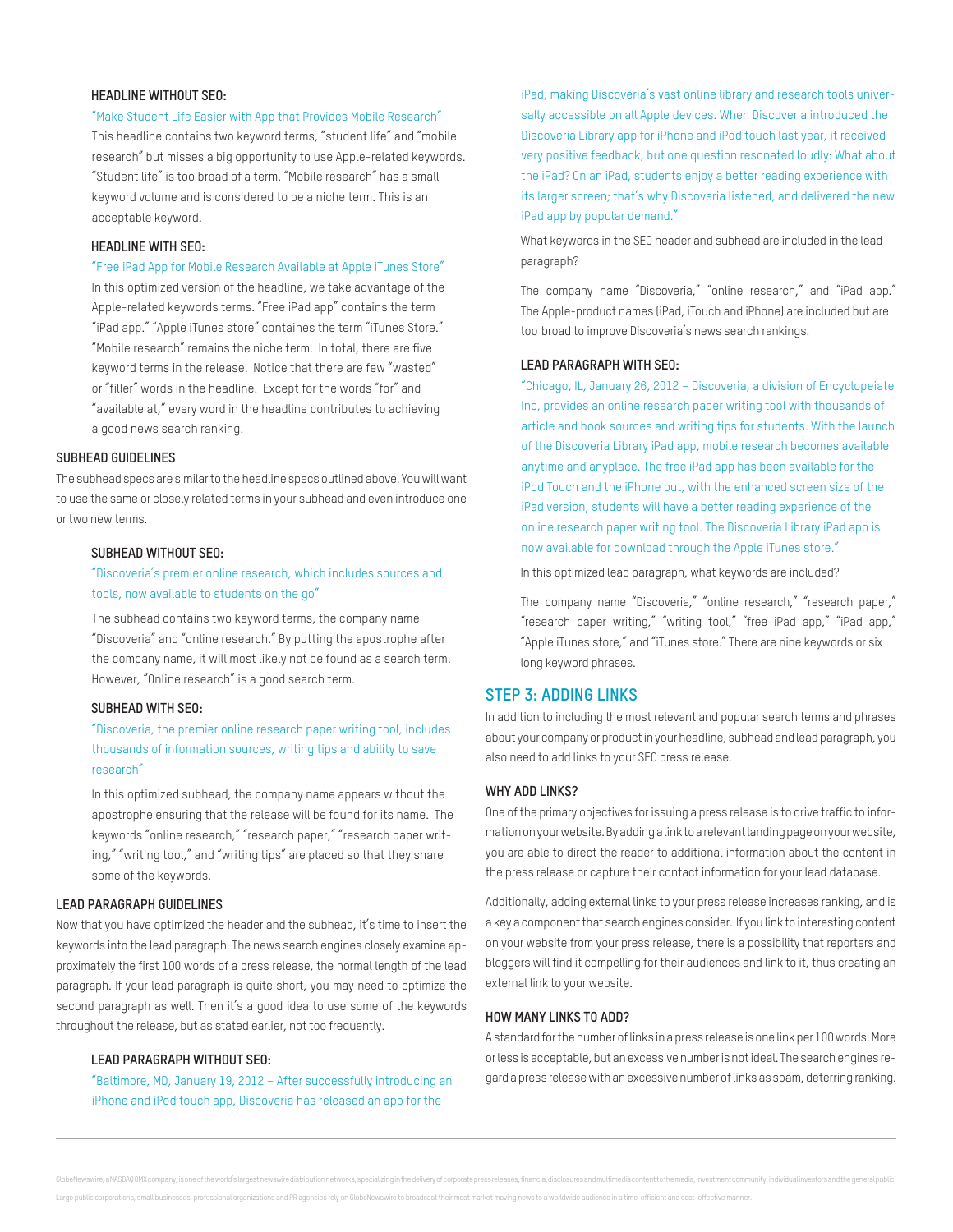#### HEADLINE WITHOUT SEO:

"Make Student Life Easier with App that Provides Mobile Research"

This headline contains two keyword terms, "student life" and "mobile research" but misses a big opportunity to use Apple-related keywords. "Student life" is too broad of a term. "Mobile research" has a small keyword volume and is considered to be a niche term. This is an acceptable keyword.

#### HEADLINE WITH SEO:

"Free iPad App for Mobile Research Available at Apple iTunes Store"

In this optimized version of the headline, we take advantage of the Apple-related keywords terms. "Free iPad app" contains the term "iPad app." "Apple iTunes store" containes the term "iTunes Store." "Mobile research" remains the niche term. In total, there are five keyword terms in the release. Notice that there are few "wasted" or "filler" words in the headline. Except for the words "for" and "available at," every word in the headline contributes to achieving a good news search ranking.

### SUBHEAD GUIDELINES

The subhead specs are similar to the headline specs outlined above. You will want to use the same or closely related terms in your subhead and even introduce one or two new terms.

#### SUBHEAD WITHOUT SEO:

"Discoveria's premier online research, which includes sources and tools, now available to students on the go"

The subhead contains two keyword terms, the company name "Discoveria" and "online research." By putting the apostrophe after the company name, it will most likely not be found as a search term. However, "Online research" is a good search term.

#### SUBHEAD WITH SEO:

"Discoveria, the premier online research paper writing tool, includes thousands of information sources, writing tips and ability to save research"

In this optimized subhead, the company name appears without the apostrophe ensuring that the release will be found for its name. The keywords "online research," "research paper," "research paper writing," "writing tool," and "writing tips" are placed so that they share some of the keywords.

### LEAD PARAGRAPH GUIDELINES

Now that you have optimized the header and the subhead, it's time to insert the keywords into the lead paragraph. The news search engines closely examine approximately the first 100 words of a press release, the normal length of the lead paragraph. If your lead paragraph is quite short, you may need to optimize the second paragraph as well. Then it's a good idea to use some of the keywords throughout the release, but as stated earlier, not too frequently.

#### LEAD PARAGRAPH WITHOUT SEO:

"Baltimore, MD, January 19, 2012 – After successfully introducing an iPhone and iPod touch app, Discoveria has released an app for the iPad, making Discoveria's vast online library and research tools universally accessible on all Apple devices. When Discoveria introduced the Discoveria Library app for iPhone and iPod touch last year, it received very positive feedback, but one question resonated loudly: What about the iPad? On an iPad, students enjoy a better reading experience with its larger screen; that's why Discoveria listened, and delivered the new iPad app by popular demand."

What keywords in the SEO header and subhead are included in the lead paragraph?

The company name "Discoveria," "online research," and "iPad app." The Apple-product names (iPad, iTouch and iPhone) are included but are too broad to improve Discoveria's news search rankings.

#### LEAD PARAGRAPH WITH SEO:

"Chicago, IL, January 26, 2012 – Discoveria, a division of Encyclopeiate Inc, provides an online research paper writing tool with thousands of article and book sources and writing tips for students. With the launch of the Discoveria Library iPad app, mobile research becomes available anytime and anyplace. The free iPad app has been available for the iPod Touch and the iPhone but, with the enhanced screen size of the iPad version, students will have a better reading experience of the online research paper writing tool. The Discoveria Library iPad app is now available for download through the Apple iTunes store."

In this optimized lead paragraph, what keywords are included?

The company name "Discoveria," "online research," "research paper," "research paper writing," "writing tool," "free iPad app," "iPad app," "Apple iTunes store," and "iTunes store." There are nine keywords or six long keyword phrases.

## STEP 3: ADDING LINKS

In addition to including the most relevant and popular search terms and phrases about your company or product in your headline, subhead and lead paragraph, you also need to add links to your SEO press release.

### WHY ADD LINKS?

One of the primary objectives for issuing a press release is to drive traffic to information on your website. By adding a link to a relevant landing page on your website, you are able to direct the reader to additional information about the content in the press release or capture their contact information for your lead database.

Additionally, adding external links to your press release increases ranking, and is a key a component that search engines consider. If you link to interesting content on your website from your press release, there is a possibility that reporters and bloggers will find it compelling for their audiences and link to it, thus creating an external link to your website.

### HOW MANY LINKS TO ADD?

A standard for the number of links in a press release is one link per 100 words. More or less is acceptable, but an excessive number is not ideal. The search engines regard a press release with an excessive number of links as spam, deterring ranking.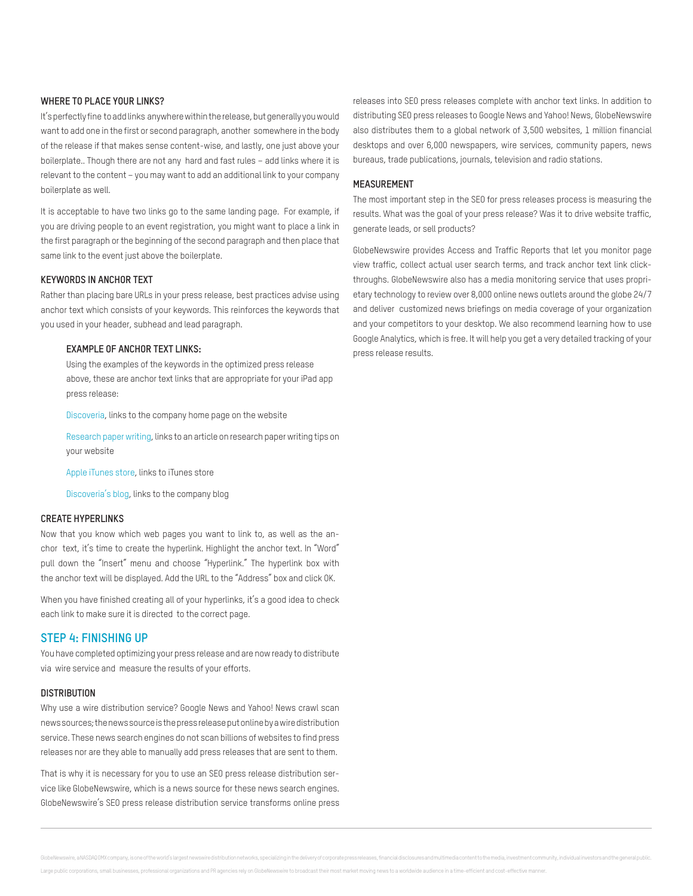#### WHERE TO PLACE YOUR LINKS?

It's perfectly fine to add links anywhere within the release, but generally you would want to add one in the first or second paragraph, another somewhere in the body of the release if that makes sense content-wise, and lastly, one just above your boilerplate.. Though there are not any hard and fast rules – add links where it is relevant to the content – you may want to add an additional link to your company boilerplate as well.

It is acceptable to have two links go to the same landing page. For example, if you are driving people to an event registration, you might want to place a link in the first paragraph or the beginning of the second paragraph and then place that same link to the event just above the boilerplate.

#### KEYWORDS IN ANCHOR TEXT

Rather than placing bare URLs in your press release, best practices advise using anchor text which consists of your keywords. This reinforces the keywords that you used in your header, subhead and lead paragraph.

> **EXAMPLE OF ANCHOR TEXT LINKS:**
>
> Using the examples of the keywords in the optimized press release above, these are anchor text links that are appropriate for your iPad app press release:
>
> Discoveria, links to the company home page on the website
>
> Research paper writing, links to an article on research paper writing tips on your website
>
> Apple iTunes store, links to iTunes store
>
> Discoveria's blog, links to the company blog

#### CREATE HYPERLINKS

Now that you know which web pages you want to link to, as well as the anchor text, it's time to create the hyperlink. Highlight the anchor text. In "Word" pull down the "Insert" menu and choose "Hyperlink." The hyperlink box with the anchor text will be displayed. Add the URL to the "Address" box and click OK.

When you have finished creating all of your hyperlinks, it's a good idea to check each link to make sure it is directed to the correct page.

## STEP 4: FINISHING UP

You have completed optimizing your press release and are now ready to distribute via wire service and measure the results of your efforts.

#### DISTRIBUTION

Why use a wire distribution service? Google News and Yahoo! News crawl scan news sources; the news source is the press release put online by a wire distribution service. These news search engines do not scan billions of websites to find press releases nor are they able to manually add press releases that are sent to them.

That is why it is necessary for you to use an SEO press release distribution service like GlobeNewswire, which is a news source for these news search engines. GlobeNewswire's SEO press release distribution service transforms online press releases into SEO press releases complete with anchor text links. In addition to distributing SEO press releases to Google News and Yahoo! News, GlobeNewswire also distributes them to a global network of 3,500 websites, 1 million financial desktops and over 6,000 newspapers, wire services, community papers, news bureaus, trade publications, journals, television and radio stations.

#### MEASUREMENT

The most important step in the SEO for press releases process is measuring the results. What was the goal of your press release? Was it to drive website traffic, generate leads, or sell products?

GlobeNewswire provides Access and Traffic Reports that let you monitor page view traffic, collect actual user search terms, and track anchor text link click-throughs. GlobeNewswire also has a media monitoring service that uses proprietary technology to review over 8,000 online news outlets around the globe 24/7 and deliver customized news briefings on media coverage of your organization and your competitors to your desktop. We also recommend learning how to use Google Analytics, which is free. It will help you get a very detailed tracking of your press release results.

GlobeNewswire, a NASDAQ OMX company, is one of the world's largest newswire distribution networks, specializing in the delivery of corporate press releases, financial disclosures and multimedia content to the media, investment community, individual investors and the general public. Large public corporations, small businesses, professional organizations and PR agencies rely on GlobeNewswire to broadcast their most market moving news to a worldwide audience in a time-efficient and cost-effective manner.